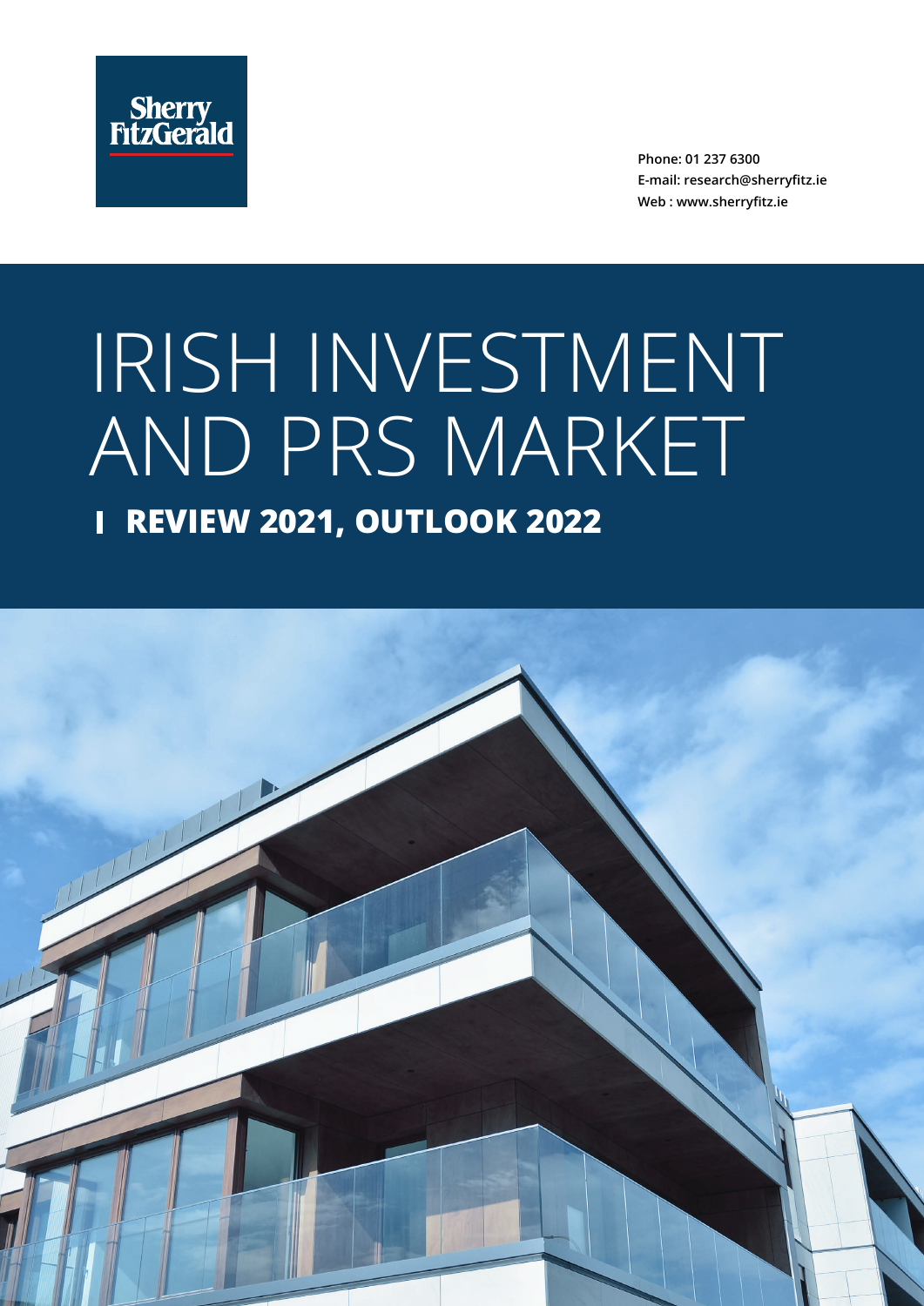Sherry FitzGerald

Phone: 01 237 6300
E-mail: research@sherryfitz.ie
Web : www.sherryfitz.ie

# IRISH INVESTMENT AND PRS MARKET

## REVIEW 2021, OUTLOOK 2022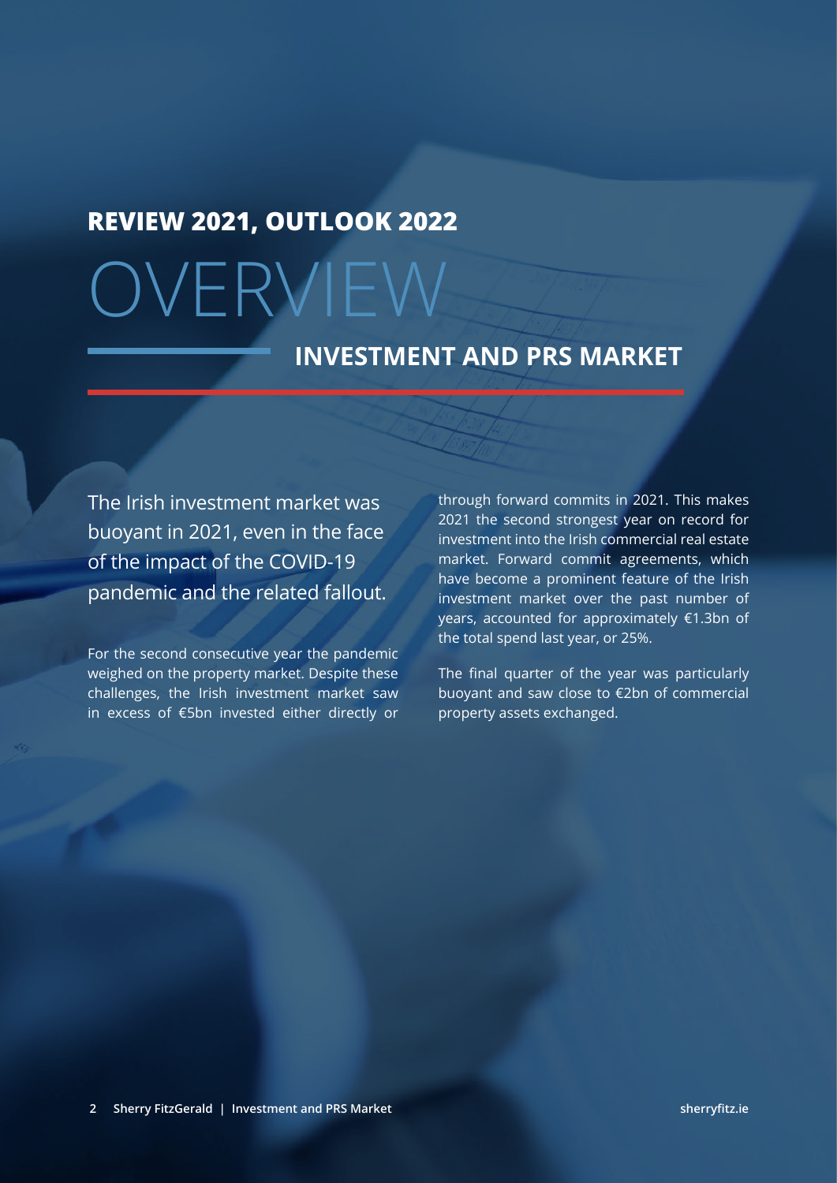## REVIEW 2021, OUTLOOK 2022

# OVERVIEW

## INVESTMENT AND PRS MARKET

The Irish investment market was buoyant in 2021, even in the face of the impact of the COVID-19 pandemic and the related fallout.

For the second consecutive year the pandemic weighed on the property market. Despite these challenges, the Irish investment market saw in excess of €5bn invested either directly or through forward commits in 2021. This makes 2021 the second strongest year on record for investment into the Irish commercial real estate market. Forward commit agreements, which have become a prominent feature of the Irish investment market over the past number of years, accounted for approximately €1.3bn of the total spend last year, or 25%.

The final quarter of the year was particularly buoyant and saw close to €2bn of commercial property assets exchanged.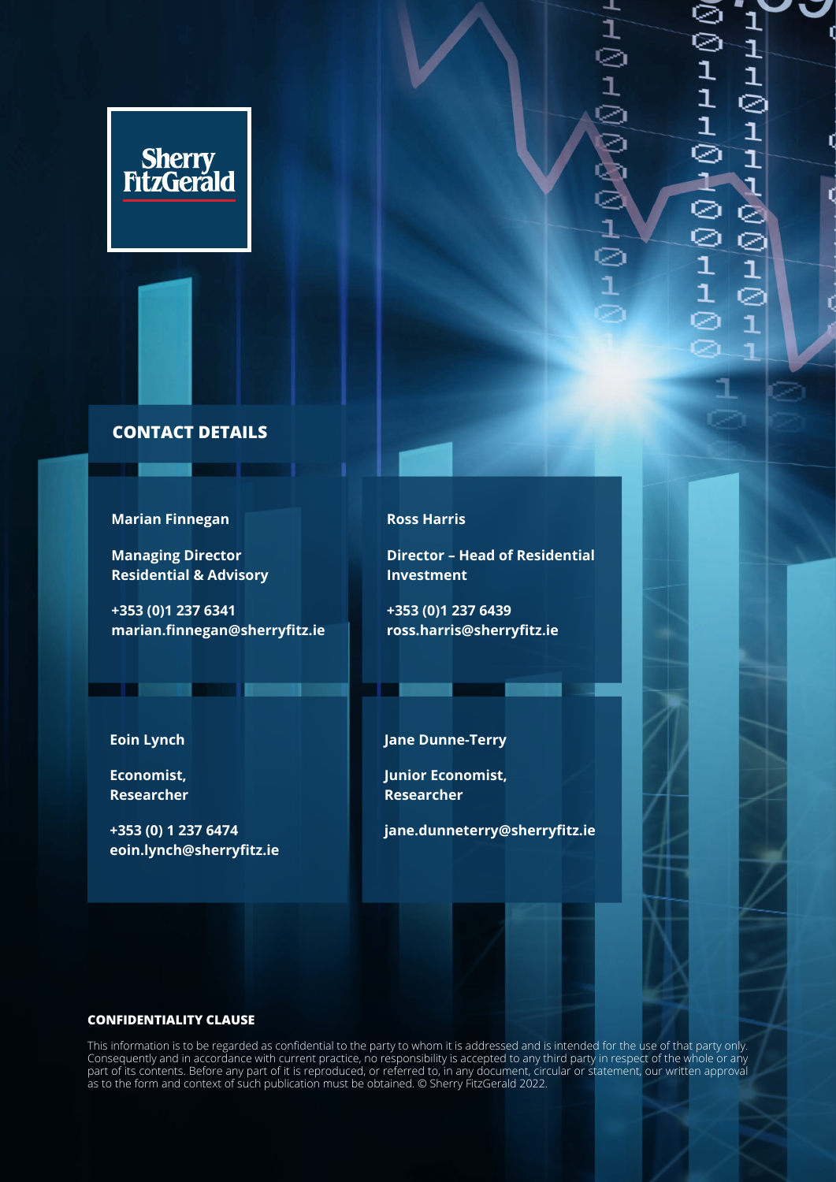Sherry FitzGerald

## CONTACT DETAILS

**Marian Finnegan**

**Managing Director Residential & Advisory**

**+353 (0)1 237 6341**
**marian.finnegan@sherryfitz.ie**

**Ross Harris**

**Director – Head of Residential Investment**

**+353 (0)1 237 6439**
**ross.harris@sherryfitz.ie**

**Eoin Lynch**

**Economist, Researcher**

**+353 (0) 1 237 6474**
**eoin.lynch@sherryfitz.ie**

**Jane Dunne-Terry**

**Junior Economist, Researcher**

**jane.dunneterry@sherryfitz.ie**

**CONFIDENTIALITY CLAUSE**

This information is to be regarded as confidential to the party to whom it is addressed and is intended for the use of that party only. Consequently and in accordance with current practice, no responsibility is accepted to any third party in respect of the whole or any part of its contents. Before any part of it is reproduced, or referred to, in any document, circular or statement, our written approval as to the form and context of such publication must be obtained. © Sherry FitzGerald 2022.